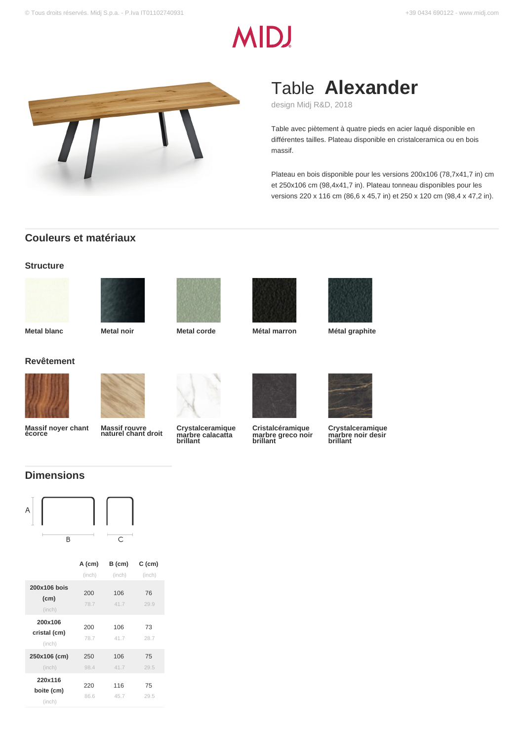# Table **Alexander**

design Midj R&D, 2018

Table avec piètement à quatre pieds en acier laqué disponible en différentes tailles. Plateau disponible en cristalceramica ou en bois massif.

Plateau en bois disponible pour les versions 200x106 (78,7x41,7 in) cm et 250x106 cm (98,4x41,7 in). Plateau tonneau disponibles pour les versions 220 x 116 cm (86,6 x 45,7 in) et 250 x 120 cm (98,4 x 47,2 in).

## Couleurs et matériaux

### Structure

- Metal blanc
- Metal noir
- Metal corde
- Métal marron
- Métal graphite

### Revêtement

- Massif noyer chant écorce
- Massif rouvre naturel chant droit
- Crystalceramique marbre calacatta brillant
- Cristalcéramique marbre greco noir brillant
- Crystalceramique marbre noir desir brillant

## Dimensions

| | A (cm) (inch) | B (cm) (inch) | C (cm) (inch) |
|---|---|---|---|
| 200x106 bois (cm) (inch) | 200 / 78.7 | 106 / 41.7 | 76 / 29.9 |
| 200x106 cristal (cm) (inch) | 200 / 78.7 | 106 / 41.7 | 73 / 28.7 |
| 250x106 (cm) (inch) | 250 / 98.4 | 106 / 41.7 | 75 / 29.5 |
| 220x116 boite (cm) (inch) | 220 / 86.6 | 116 / 45.7 | 75 / 29.5 |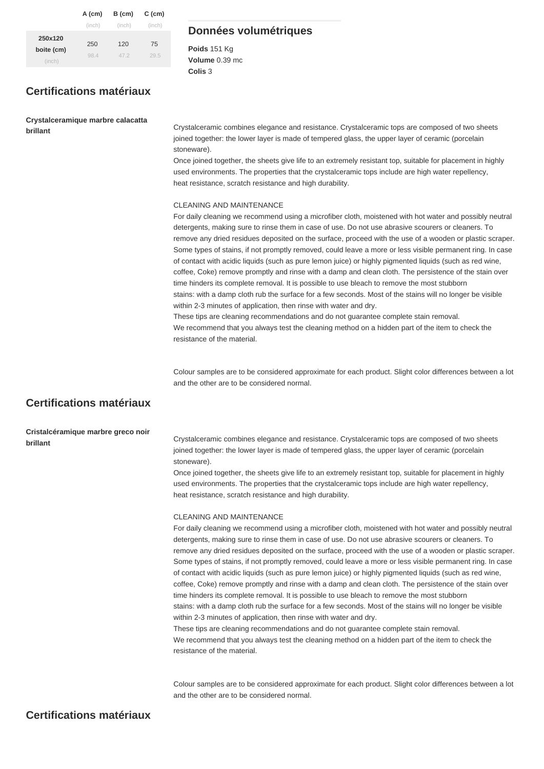| | A (cm) (inch) | B (cm) (inch) | C (cm) (inch) |
|---|---|---|---|
| 250x120 boite (cm) (inch) | 250 98.4 | 120 47.2 | 75 29.5 |

## Données volumétriques

**Poids** 151 Kg
**Volume** 0.39 mc
**Colis** 3

## Certifications matériaux

**Crystalceramique marbre calacatta brillant**

Crystalceramic combines elegance and resistance. Crystalceramic tops are composed of two sheets joined together: the lower layer is made of tempered glass, the upper layer of ceramic (porcelain stoneware).
Once joined together, the sheets give life to an extremely resistant top, suitable for placement in highly used environments. The properties that the crystalceramic tops include are high water repellency, heat resistance, scratch resistance and high durability.

CLEANING AND MAINTENANCE
For daily cleaning we recommend using a microfiber cloth, moistened with hot water and possibly neutral detergents, making sure to rinse them in case of use. Do not use abrasive scourers or cleaners. To remove any dried residues deposited on the surface, proceed with the use of a wooden or plastic scraper. Some types of stains, if not promptly removed, could leave a more or less visible permanent ring. In case of contact with acidic liquids (such as pure lemon juice) or highly pigmented liquids (such as red wine, coffee, Coke) remove promptly and rinse with a damp and clean cloth. The persistence of the stain over time hinders its complete removal. It is possible to use bleach to remove the most stubborn stains: with a damp cloth rub the surface for a few seconds. Most of the stains will no longer be visible within 2-3 minutes of application, then rinse with water and dry.
These tips are cleaning recommendations and do not guarantee complete stain removal.
We recommend that you always test the cleaning method on a hidden part of the item to check the resistance of the material.

Colour samples are to be considered approximate for each product. Slight color differences between a lot and the other are to be considered normal.

## Certifications matériaux

**Cristalcéramique marbre greco noir brillant**

Crystalceramic combines elegance and resistance. Crystalceramic tops are composed of two sheets joined together: the lower layer is made of tempered glass, the upper layer of ceramic (porcelain stoneware).
Once joined together, the sheets give life to an extremely resistant top, suitable for placement in highly used environments. The properties that the crystalceramic tops include are high water repellency, heat resistance, scratch resistance and high durability.

CLEANING AND MAINTENANCE
For daily cleaning we recommend using a microfiber cloth, moistened with hot water and possibly neutral detergents, making sure to rinse them in case of use. Do not use abrasive scourers or cleaners. To remove any dried residues deposited on the surface, proceed with the use of a wooden or plastic scraper. Some types of stains, if not promptly removed, could leave a more or less visible permanent ring. In case of contact with acidic liquids (such as pure lemon juice) or highly pigmented liquids (such as red wine, coffee, Coke) remove promptly and rinse with a damp and clean cloth. The persistence of the stain over time hinders its complete removal. It is possible to use bleach to remove the most stubborn stains: with a damp cloth rub the surface for a few seconds. Most of the stains will no longer be visible within 2-3 minutes of application, then rinse with water and dry.
These tips are cleaning recommendations and do not guarantee complete stain removal.
We recommend that you always test the cleaning method on a hidden part of the item to check the resistance of the material.

Colour samples are to be considered approximate for each product. Slight color differences between a lot and the other are to be considered normal.

## Certifications matériaux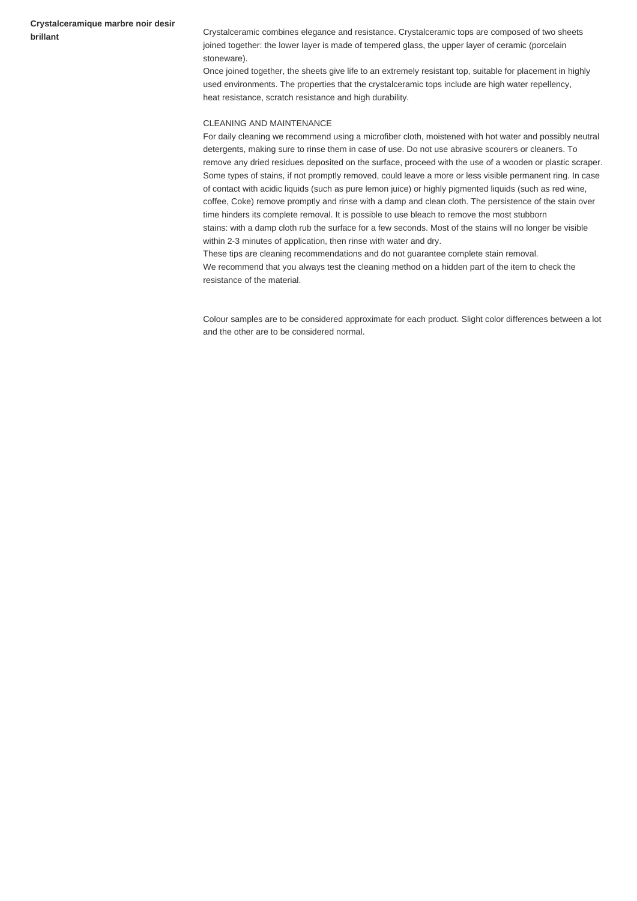**Crystalceramique marbre noir desir brillant**

Crystalceramic combines elegance and resistance. Crystalceramic tops are composed of two sheets joined together: the lower layer is made of tempered glass, the upper layer of ceramic (porcelain stoneware).
Once joined together, the sheets give life to an extremely resistant top, suitable for placement in highly used environments. The properties that the crystalceramic tops include are high water repellency, heat resistance, scratch resistance and high durability.

CLEANING AND MAINTENANCE
For daily cleaning we recommend using a microfiber cloth, moistened with hot water and possibly neutral detergents, making sure to rinse them in case of use. Do not use abrasive scourers or cleaners. To remove any dried residues deposited on the surface, proceed with the use of a wooden or plastic scraper. Some types of stains, if not promptly removed, could leave a more or less visible permanent ring. In case of contact with acidic liquids (such as pure lemon juice) or highly pigmented liquids (such as red wine, coffee, Coke) remove promptly and rinse with a damp and clean cloth. The persistence of the stain over time hinders its complete removal. It is possible to use bleach to remove the most stubborn stains: with a damp cloth rub the surface for a few seconds. Most of the stains will no longer be visible within 2-3 minutes of application, then rinse with water and dry.
These tips are cleaning recommendations and do not guarantee complete stain removal.
We recommend that you always test the cleaning method on a hidden part of the item to check the resistance of the material.

Colour samples are to be considered approximate for each product. Slight color differences between a lot and the other are to be considered normal.